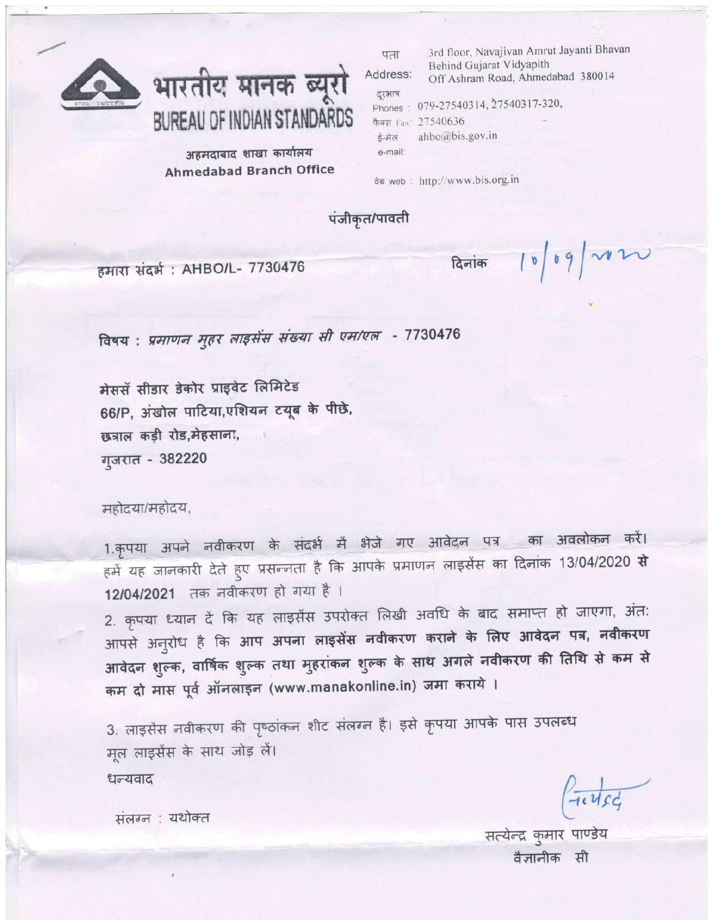# भारतीय मानक ब्यूरो
# BUREAU OF INDIAN STANDARDS

अहमदाबाद शाखा कार्यालय
**Ahmedabad Branch Office**

पता Address: 3rd floor, Navajivan Amrut Jayanti Bhavan, Behind Gujarat Vidyapith, Off Ashram Road, Ahmedabad 380014

दूरभाष Phones: 079-27540314, 27540317-320,
फैक्स Fax: 27540636
ई-मेल e-mail: ahbo@bis.gov.in
वेब web: http://www.bis.org.in

पंजीकृत/पावती

हमारा संदर्भ : AHBO/L- 7730476 दिनांक 10/09/2020

विषय : *प्रमाणन मुहर लाइसेंस संख्या सी एम/एल* - 7730476

मेसर्स सीडार डेकोर प्राइवेट लिमिटेड
66/P, अंखोल पाटिया,एशियन ट्यूब के पीछे,
छत्राल कड़ी रोड,मेहसाना,
गुजरात - 382220

महोदया/महोदय,

1.कृपया अपने नवीकरण के संदर्भ में भेजे गए आवेदन पत्र का अवलोकन करें। हमें यह जानकारी देते हुए प्रसन्नता है कि आपके प्रमाणन लाइसेंस का दिनांक 13/04/2020 से 12/04/2021 तक नवीकरण हो गया है ।

2. कृपया ध्यान दें कि यह लाइसेंस उपरोक्त लिखी अवधि के बाद समाप्त हो जाएगा, अंतः आपसे अनुरोध है कि **आप अपना लाइसेंस नवीकरण कराने के लिए आवेदन पत्र, नवीकरण आवेदन शुल्क, वार्षिक शुल्क तथा मुहरांकन शुल्क के साथ अगले नवीकरण की तिथि से कम से कम दो मास पूर्व ऑनलाइन (www.manakonline.in) जमा कराये ।**

3. लाइसेंस नवीकरण की पृष्ठांकन शीट संलग्न है। इसे कृपया आपके पास उपलब्ध मूल लाइसेंस के साथ जोड़ लें।

धन्यवाद

संलग्न : यथोक्त

सत्येन्द्र कुमार पाण्डेय
वैज्ञानीक सी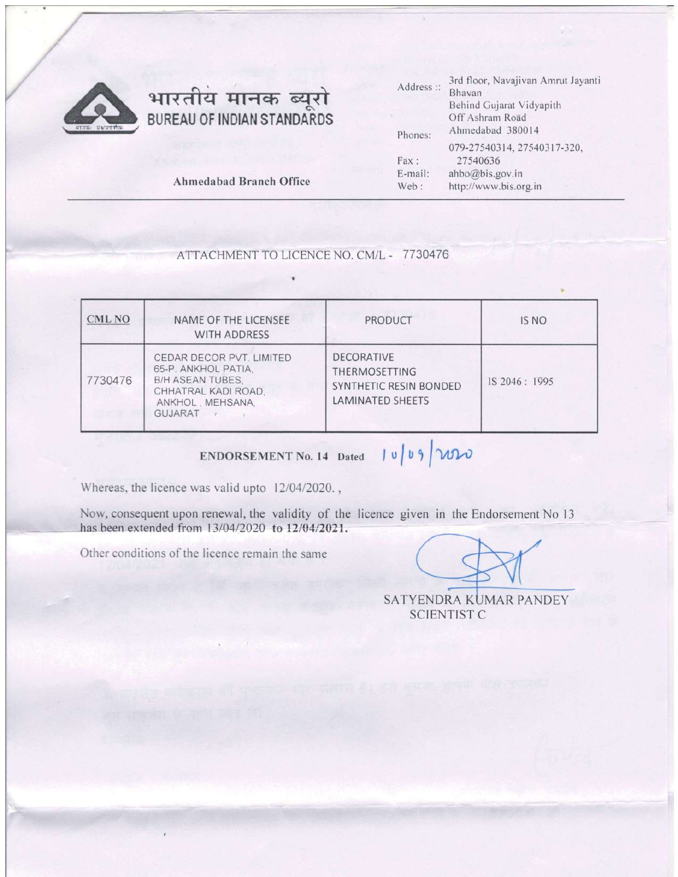भारतीय मानक ब्यूरो
BUREAU OF INDIAN STANDARDS

Ahmedabad Branch Office

Address :: 3rd floor, Navajivan Amrut Jayanti Bhavan
Behind Gujarat Vidyapith
Off Ashram Road
Ahmedabad 380014
Phones: 079-27540314, 27540317-320,
Fax : 27540636
E-mail: ahbo@bis.gov.in
Web : http://www.bis.org.in

ATTACHMENT TO LICENCE NO. CM/L - 7730476

| CML NO | NAME OF THE LICENSEE WITH ADDRESS | PRODUCT | IS NO |
|---|---|---|---|
| 7730476 | CEDAR DECOR PVT. LIMITED 65-P. ANKHOL PATIA, B/H ASEAN TUBES, CHHATRAL KADI ROAD, ANKHOL , MEHSANA, GUJARAT | DECORATIVE THERMOSETTING SYNTHETIC RESIN BONDED LAMINATED SHEETS | IS 2046 : 1995 |

**ENDORSEMENT No. 14 Dated** 10/09/2020

Whereas, the licence was valid upto 12/04/2020. ,

Now, consequent upon renewal, the validity of the licence given in the Endorsement No 13 has been extended from 13/04/2020 **to 12/04/2021.**

Other conditions of the licence remain the same

SATYENDRA KUMAR PANDEY
SCIENTIST C